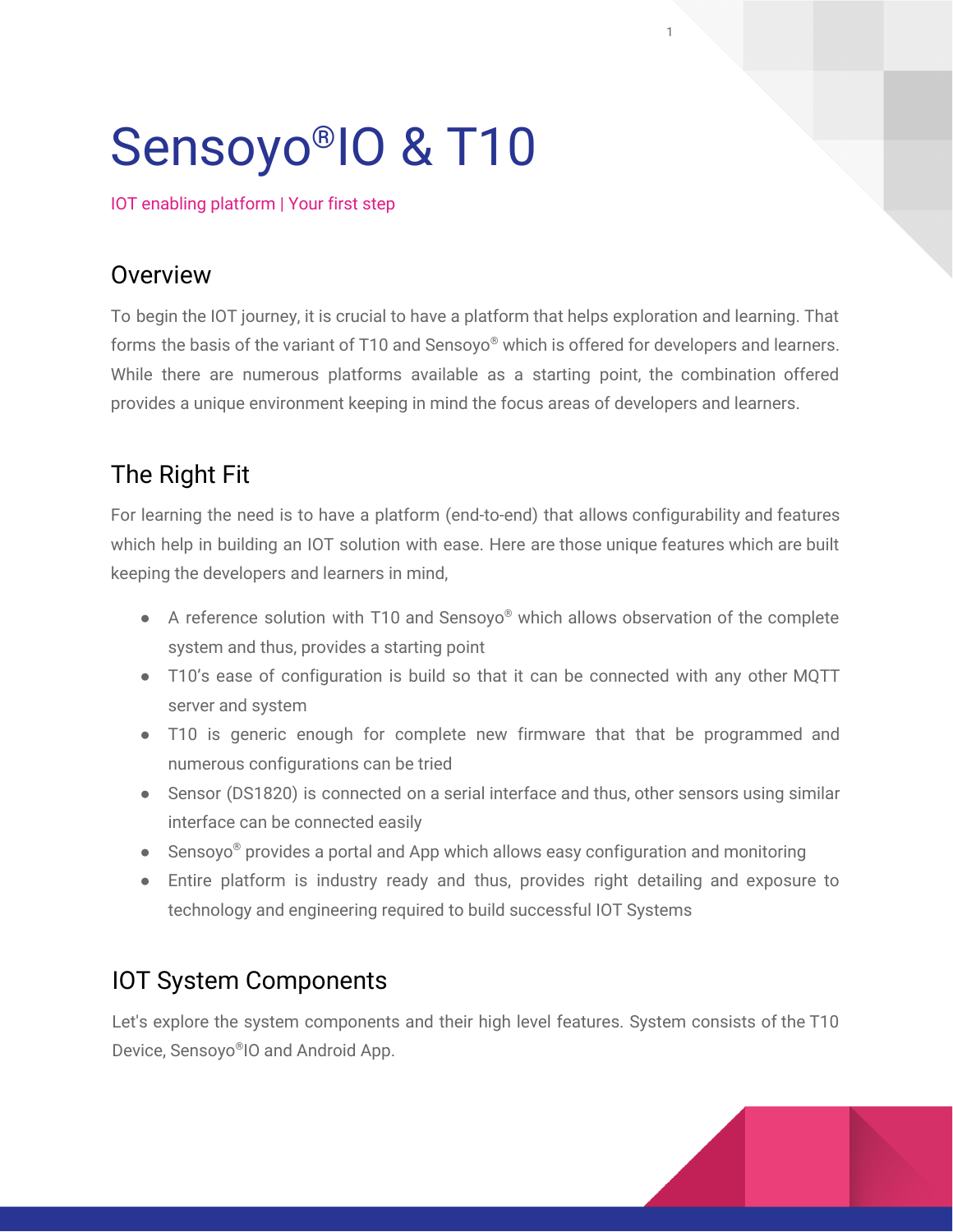# Sensoyo®IO & T10

IOT enabling platform | Your first step

## Overview

To begin the IOT journey, it is crucial to have a platform that helps exploration and learning. That forms the basis of the variant of T10 and Sensoyo® which is offered for developers and learners. While there are numerous platforms available as a starting point, the combination offered provides a unique environment keeping in mind the focus areas of developers and learners.

## The Right Fit

For learning the need is to have a platform (end-to-end) that allows configurability and features which help in building an IOT solution with ease. Here are those unique features which are built keeping the developers and learners in mind,

- A reference solution with T10 and Sensoyo® which allows observation of the complete system and thus, provides a starting point
- T10's ease of configuration is build so that it can be connected with any other MQTT server and system
- T10 is generic enough for complete new firmware that that be programmed and numerous configurations can be tried
- Sensor (DS1820) is connected on a serial interface and thus, other sensors using similar interface can be connected easily
- Sensoyo® provides a portal and App which allows easy configuration and monitoring
- Entire platform is industry ready and thus, provides right detailing and exposure to technology and engineering required to build successful IOT Systems

## IOT System Components

Let's explore the system components and their high level features. System consists of the T10 Device, Sensoyo®IO and Android App.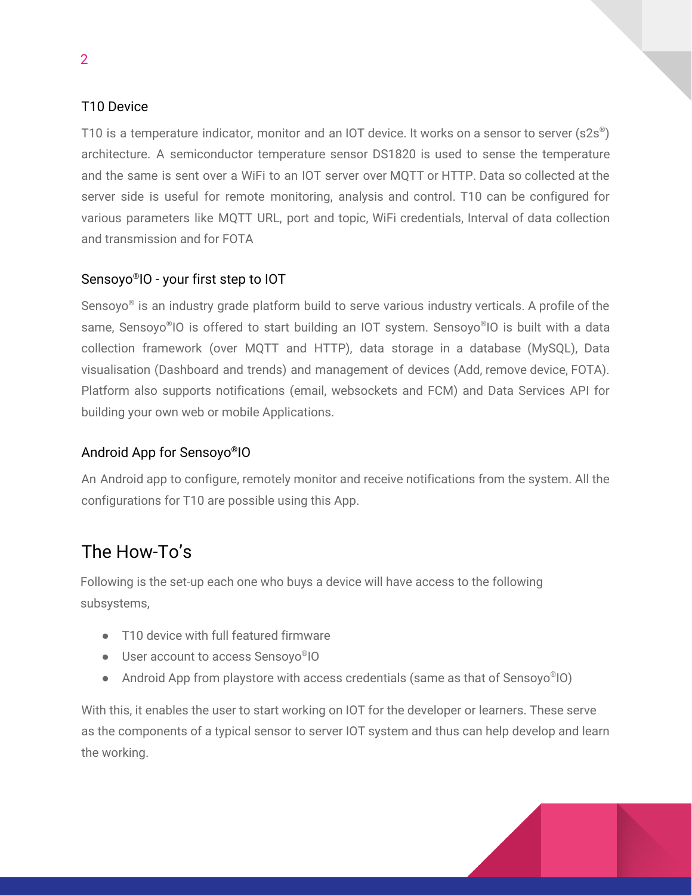### T10 Device

T10 is a temperature indicator, monitor and an IOT device. It works on a sensor to server (s2s®) architecture. A semiconductor temperature sensor DS1820 is used to sense the temperature and the same is sent over a WiFi to an IOT server over MQTT or HTTP. Data so collected at the server side is useful for remote monitoring, analysis and control. T10 can be configured for various parameters like MQTT URL, port and topic, WiFi credentials, Interval of data collection and transmission and for FOTA

### Sensoyo®IO - your first step to IOT

Sensoyo® is an industry grade platform build to serve various industry verticals. A profile of the same, Sensoyo®IO is offered to start building an IOT system. Sensoyo®IO is built with a data collection framework (over MQTT and HTTP), data storage in a database (MySQL), Data visualisation (Dashboard and trends) and management of devices (Add, remove device, FOTA). Platform also supports notifications (email, websockets and FCM) and Data Services API for building your own web or mobile Applications.

### Android App for Sensoyo®IO

An Android app to configure, remotely monitor and receive notifications from the system. All the configurations for T10 are possible using this App.

## The How-To's

Following is the set-up each one who buys a device will have access to the following subsystems,

- T10 device with full featured firmware
- User account to access Sensoyo®IO
- Android App from playstore with access credentials (same as that of Sensoyo®IO)

With this, it enables the user to start working on IOT for the developer or learners. These serve as the components of a typical sensor to server IOT system and thus can help develop and learn the working.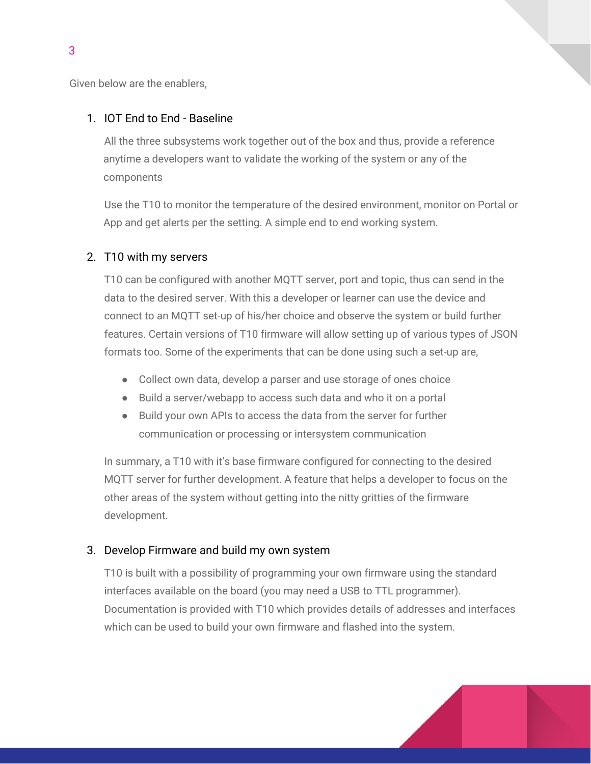Given below are the enablers,

1. IOT End to End - Baseline

   All the three subsystems work together out of the box and thus, provide a reference anytime a developers want to validate the working of the system or any of the components

   Use the T10 to monitor the temperature of the desired environment, monitor on Portal or App and get alerts per the setting. A simple end to end working system.

2. T10 with my servers

   T10 can be configured with another MQTT server, port and topic, thus can send in the data to the desired server. With this a developer or learner can use the device and connect to an MQTT set-up of his/her choice and observe the system or build further features. Certain versions of T10 firmware will allow setting up of various types of JSON formats too. Some of the experiments that can be done using such a set-up are,

   - Collect own data, develop a parser and use storage of ones choice
   - Build a server/webapp to access such data and who it on a portal
   - Build your own APIs to access the data from the server for further communication or processing or intersystem communication

   In summary, a T10 with it's base firmware configured for connecting to the desired MQTT server for further development. A feature that helps a developer to focus on the other areas of the system without getting into the nitty gritties of the firmware development.

3. Develop Firmware and build my own system

   T10 is built with a possibility of programming your own firmware using the standard interfaces available on the board (you may need a USB to TTL programmer). Documentation is provided with T10 which provides details of addresses and interfaces which can be used to build your own firmware and flashed into the system.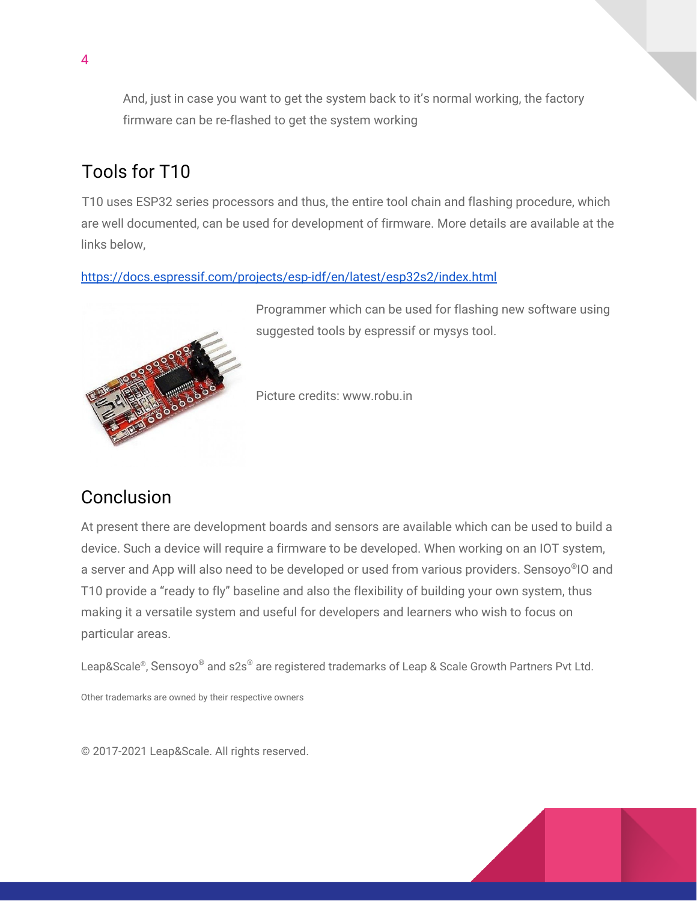And, just in case you want to get the system back to it's normal working, the factory firmware can be re-flashed to get the system working

## Tools for T10

T10 uses ESP32 series processors and thus, the entire tool chain and flashing procedure, which are well documented, can be used for development of firmware. More details are available at the links below,

https://docs.espressif.com/projects/esp-idf/en/latest/esp32s2/index.html

Programmer which can be used for flashing new software using suggested tools by espressif or mysys tool.

Picture credits: www.robu.in

## Conclusion

At present there are development boards and sensors are available which can be used to build a device. Such a device will require a firmware to be developed. When working on an IOT system, a server and App will also need to be developed or used from various providers. Sensoyo®IO and T10 provide a "ready to fly" baseline and also the flexibility of building your own system, thus making it a versatile system and useful for developers and learners who wish to focus on particular areas.

Leap&Scale®, Sensoyo® and s2s® are registered trademarks of Leap & Scale Growth Partners Pvt Ltd.

Other trademarks are owned by their respective owners

© 2017-2021 Leap&Scale. All rights reserved.